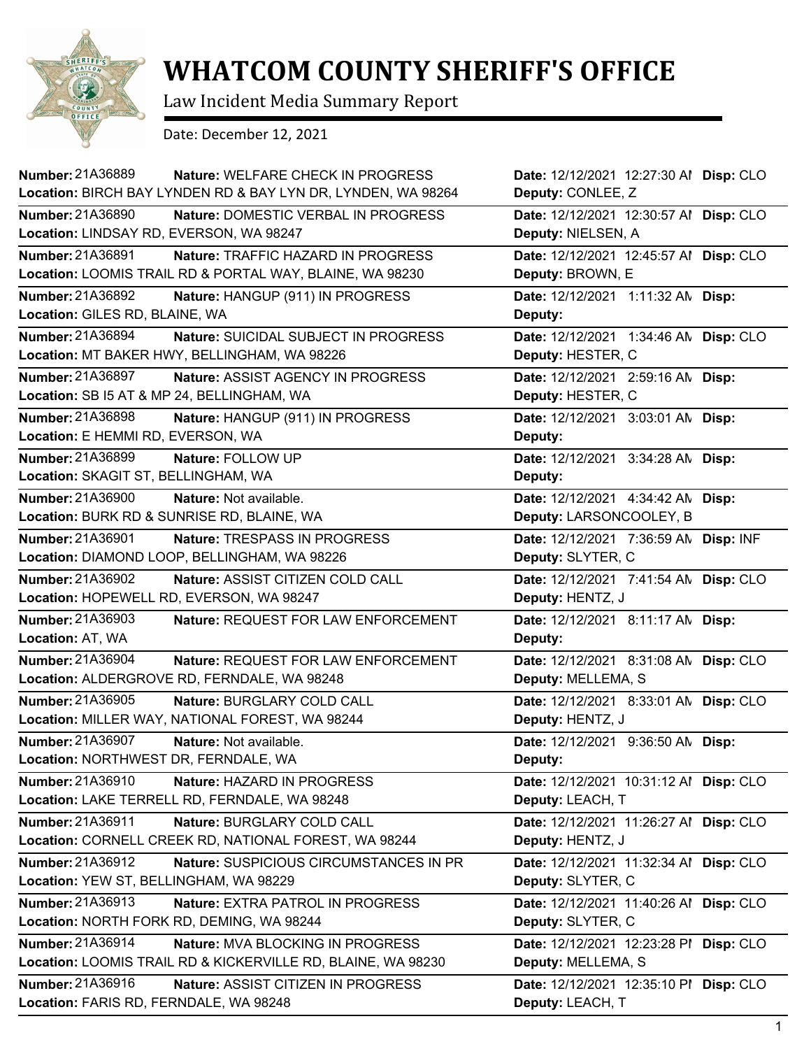# WHATCOM COUNTY SHERIFF'S OFFICE

Law Incident Media Summary Report

Date: December 12, 2021

| Number | Nature | Location | Date | Deputy | Disp |
|---|---|---|---|---|---|
| 21A36889 | WELFARE CHECK IN PROGRESS | BIRCH BAY LYNDEN RD & BAY LYN DR, LYNDEN, WA 98264 | 12/12/2021 12:27:30 AM | CONLEE, Z | CLO |
| 21A36890 | DOMESTIC VERBAL IN PROGRESS | LINDSAY RD, EVERSON, WA 98247 | 12/12/2021 12:30:57 AM | NIELSEN, A | CLO |
| 21A36891 | TRAFFIC HAZARD IN PROGRESS | LOOMIS TRAIL RD & PORTAL WAY, BLAINE, WA 98230 | 12/12/2021 12:45:57 AM | BROWN, E | CLO |
| 21A36892 | HANGUP (911) IN PROGRESS | GILES RD, BLAINE, WA | 12/12/2021 1:11:32 AM | | |
| 21A36894 | SUICIDAL SUBJECT IN PROGRESS | MT BAKER HWY, BELLINGHAM, WA 98226 | 12/12/2021 1:34:46 AM | HESTER, C | CLO |
| 21A36897 | ASSIST AGENCY IN PROGRESS | SB I5 AT & MP 24, BELLINGHAM, WA | 12/12/2021 2:59:16 AM | HESTER, C | |
| 21A36898 | HANGUP (911) IN PROGRESS | E HEMMI RD, EVERSON, WA | 12/12/2021 3:03:01 AM | | |
| 21A36899 | FOLLOW UP | SKAGIT ST, BELLINGHAM, WA | 12/12/2021 3:34:28 AM | | |
| 21A36900 | Not available. | BURK RD & SUNRISE RD, BLAINE, WA | 12/12/2021 4:34:42 AM | LARSONCOOLEY, B | |
| 21A36901 | TRESPASS IN PROGRESS | DIAMOND LOOP, BELLINGHAM, WA 98226 | 12/12/2021 7:36:59 AM | SLYTER, C | INF |
| 21A36902 | ASSIST CITIZEN COLD CALL | HOPEWELL RD, EVERSON, WA 98247 | 12/12/2021 7:41:54 AM | HENTZ, J | CLO |
| 21A36903 | REQUEST FOR LAW ENFORCEMENT | AT, WA | 12/12/2021 8:11:17 AM | | |
| 21A36904 | REQUEST FOR LAW ENFORCEMENT | ALDERGROVE RD, FERNDALE, WA 98248 | 12/12/2021 8:31:08 AM | MELLEMA, S | CLO |
| 21A36905 | BURGLARY COLD CALL | MILLER WAY, NATIONAL FOREST, WA 98244 | 12/12/2021 8:33:01 AM | HENTZ, J | CLO |
| 21A36907 | Not available. | NORTHWEST DR, FERNDALE, WA | 12/12/2021 9:36:50 AM | | |
| 21A36910 | HAZARD IN PROGRESS | LAKE TERRELL RD, FERNDALE, WA 98248 | 12/12/2021 10:31:12 AM | LEACH, T | CLO |
| 21A36911 | BURGLARY COLD CALL | CORNELL CREEK RD, NATIONAL FOREST, WA 98244 | 12/12/2021 11:26:27 AM | HENTZ, J | CLO |
| 21A36912 | SUSPICIOUS CIRCUMSTANCES IN PR | YEW ST, BELLINGHAM, WA 98229 | 12/12/2021 11:32:34 AM | SLYTER, C | CLO |
| 21A36913 | EXTRA PATROL IN PROGRESS | NORTH FORK RD, DEMING, WA 98244 | 12/12/2021 11:40:26 AM | SLYTER, C | CLO |
| 21A36914 | MVA BLOCKING IN PROGRESS | LOOMIS TRAIL RD & KICKERVILLE RD, BLAINE, WA 98230 | 12/12/2021 12:23:28 PM | MELLEMA, S | CLO |
| 21A36916 | ASSIST CITIZEN IN PROGRESS | FARIS RD, FERNDALE, WA 98248 | 12/12/2021 12:35:10 PM | LEACH, T | CLO |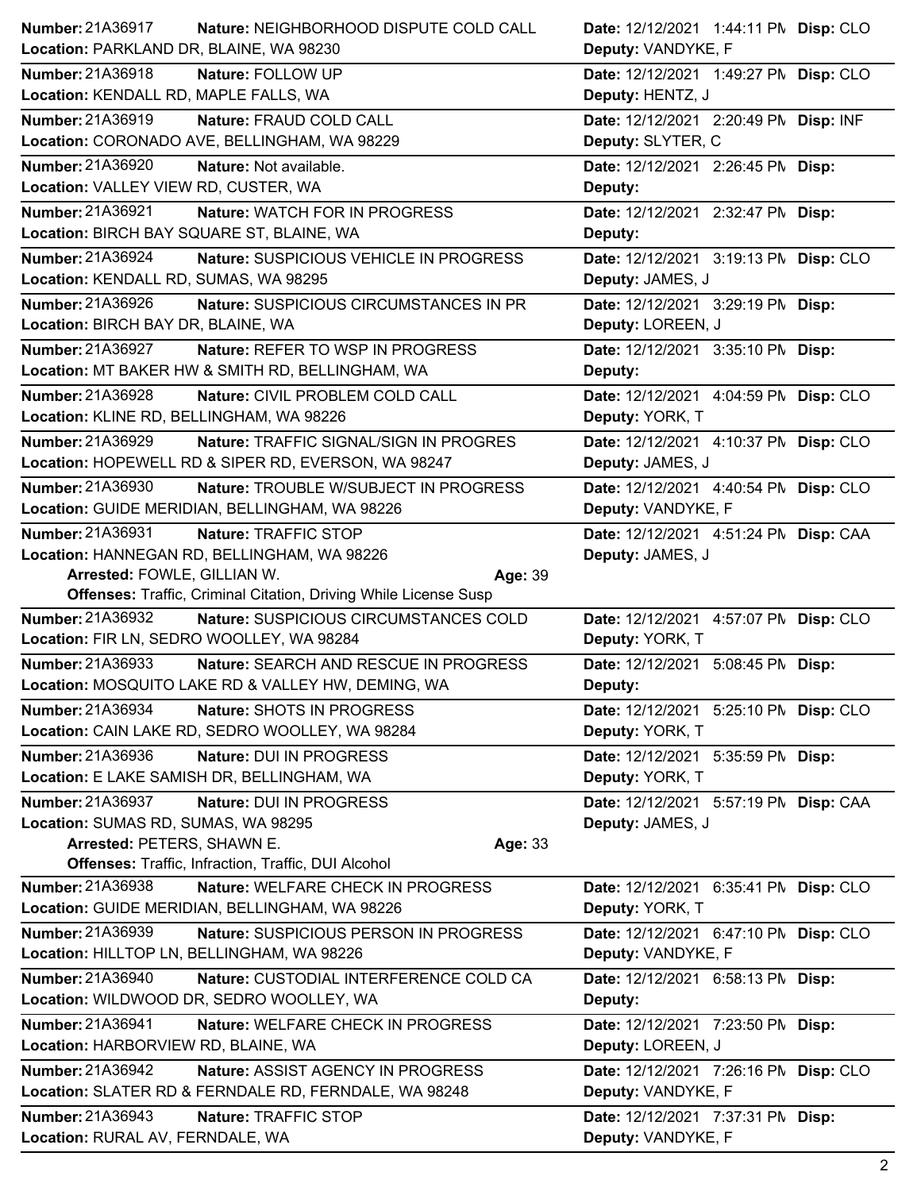**Number:** 21A36917 **Nature:** NEIGHBORHOOD DISPUTE COLD CALL **Date:** 12/12/2021 1:44:11 PM **Disp:** CLO
**Location:** PARKLAND DR, BLAINE, WA 98230 **Deputy:** VANDYKE, F

---

**Number:** 21A36918 **Nature:** FOLLOW UP **Date:** 12/12/2021 1:49:27 PM **Disp:** CLO
**Location:** KENDALL RD, MAPLE FALLS, WA **Deputy:** HENTZ, J

---

**Number:** 21A36919 **Nature:** FRAUD COLD CALL **Date:** 12/12/2021 2:20:49 PM **Disp:** INF
**Location:** CORONADO AVE, BELLINGHAM, WA 98229 **Deputy:** SLYTER, C

---

**Number:** 21A36920 **Nature:** Not available. **Date:** 12/12/2021 2:26:45 PM **Disp:**
**Location:** VALLEY VIEW RD, CUSTER, WA **Deputy:**

---

**Number:** 21A36921 **Nature:** WATCH FOR IN PROGRESS **Date:** 12/12/2021 2:32:47 PM **Disp:**
**Location:** BIRCH BAY SQUARE ST, BLAINE, WA **Deputy:**

---

**Number:** 21A36924 **Nature:** SUSPICIOUS VEHICLE IN PROGRESS **Date:** 12/12/2021 3:19:13 PM **Disp:** CLO
**Location:** KENDALL RD, SUMAS, WA 98295 **Deputy:** JAMES, J

---

**Number:** 21A36926 **Nature:** SUSPICIOUS CIRCUMSTANCES IN PR **Date:** 12/12/2021 3:29:19 PM **Disp:**
**Location:** BIRCH BAY DR, BLAINE, WA **Deputy:** LOREEN, J

---

**Number:** 21A36927 **Nature:** REFER TO WSP IN PROGRESS **Date:** 12/12/2021 3:35:10 PM **Disp:**
**Location:** MT BAKER HW & SMITH RD, BELLINGHAM, WA **Deputy:**

---

**Number:** 21A36928 **Nature:** CIVIL PROBLEM COLD CALL **Date:** 12/12/2021 4:04:59 PM **Disp:** CLO
**Location:** KLINE RD, BELLINGHAM, WA 98226 **Deputy:** YORK, T

---

**Number:** 21A36929 **Nature:** TRAFFIC SIGNAL/SIGN IN PROGRES **Date:** 12/12/2021 4:10:37 PM **Disp:** CLO
**Location:** HOPEWELL RD & SIPER RD, EVERSON, WA 98247 **Deputy:** JAMES, J

---

**Number:** 21A36930 **Nature:** TROUBLE W/SUBJECT IN PROGRESS **Date:** 12/12/2021 4:40:54 PM **Disp:** CLO
**Location:** GUIDE MERIDIAN, BELLINGHAM, WA 98226 **Deputy:** VANDYKE, F

---

**Number:** 21A36931 **Nature:** TRAFFIC STOP **Date:** 12/12/2021 4:51:24 PM **Disp:** CAA
**Location:** HANNEGAN RD, BELLINGHAM, WA 98226 **Deputy:** JAMES, J
**Arrested:** FOWLE, GILLIAN W. **Age:** 39
**Offenses:** Traffic, Criminal Citation, Driving While License Susp

---

**Number:** 21A36932 **Nature:** SUSPICIOUS CIRCUMSTANCES COLD **Date:** 12/12/2021 4:57:07 PM **Disp:** CLO
**Location:** FIR LN, SEDRO WOOLLEY, WA 98284 **Deputy:** YORK, T

---

**Number:** 21A36933 **Nature:** SEARCH AND RESCUE IN PROGRESS **Date:** 12/12/2021 5:08:45 PM **Disp:**
**Location:** MOSQUITO LAKE RD & VALLEY HW, DEMING, WA **Deputy:**

---

**Number:** 21A36934 **Nature:** SHOTS IN PROGRESS **Date:** 12/12/2021 5:25:10 PM **Disp:** CLO
**Location:** CAIN LAKE RD, SEDRO WOOLLEY, WA 98284 **Deputy:** YORK, T

---

**Number:** 21A36936 **Nature:** DUI IN PROGRESS **Date:** 12/12/2021 5:35:59 PM **Disp:**
**Location:** E LAKE SAMISH DR, BELLINGHAM, WA **Deputy:** YORK, T

---

**Number:** 21A36937 **Nature:** DUI IN PROGRESS **Date:** 12/12/2021 5:57:19 PM **Disp:** CAA
**Location:** SUMAS RD, SUMAS, WA 98295 **Deputy:** JAMES, J
**Arrested:** PETERS, SHAWN E. **Age:** 33
**Offenses:** Traffic, Infraction, Traffic, DUI Alcohol

---

**Number:** 21A36938 **Nature:** WELFARE CHECK IN PROGRESS **Date:** 12/12/2021 6:35:41 PM **Disp:** CLO
**Location:** GUIDE MERIDIAN, BELLINGHAM, WA 98226 **Deputy:** YORK, T

---

**Number:** 21A36939 **Nature:** SUSPICIOUS PERSON IN PROGRESS **Date:** 12/12/2021 6:47:10 PM **Disp:** CLO
**Location:** HILLTOP LN, BELLINGHAM, WA 98226 **Deputy:** VANDYKE, F

---

**Number:** 21A36940 **Nature:** CUSTODIAL INTERFERENCE COLD CA **Date:** 12/12/2021 6:58:13 PM **Disp:**
**Location:** WILDWOOD DR, SEDRO WOOLLEY, WA **Deputy:**

---

**Number:** 21A36941 **Nature:** WELFARE CHECK IN PROGRESS **Date:** 12/12/2021 7:23:50 PM **Disp:**
**Location:** HARBORVIEW RD, BLAINE, WA **Deputy:** LOREEN, J

---

**Number:** 21A36942 **Nature:** ASSIST AGENCY IN PROGRESS **Date:** 12/12/2021 7:26:16 PM **Disp:** CLO
**Location:** SLATER RD & FERNDALE RD, FERNDALE, WA 98248 **Deputy:** VANDYKE, F

---

**Number:** 21A36943 **Nature:** TRAFFIC STOP **Date:** 12/12/2021 7:37:31 PM **Disp:**
**Location:** RURAL AV, FERNDALE, WA **Deputy:** VANDYKE, F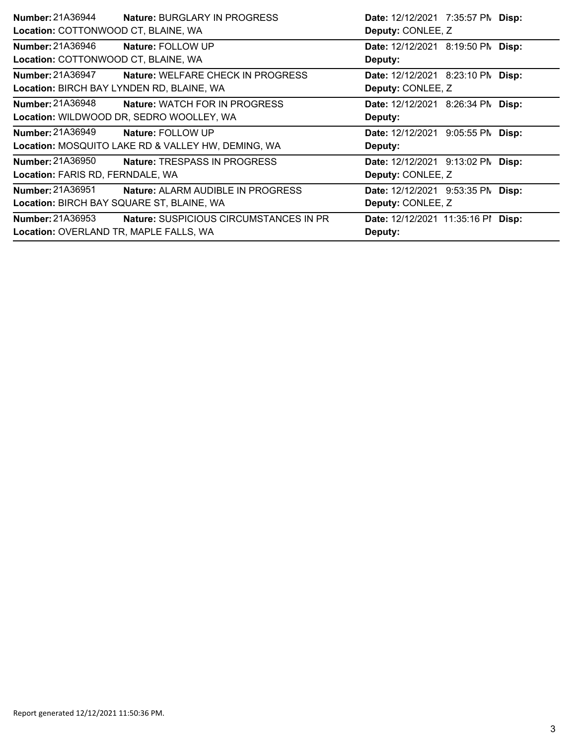**Number:** 21A36944 **Nature:** BURGLARY IN PROGRESS **Date:** 12/12/2021 7:35:57 PM **Disp:**
**Location:** COTTONWOOD CT, BLAINE, WA **Deputy:** CONLEE, Z

**Number:** 21A36946 **Nature:** FOLLOW UP **Date:** 12/12/2021 8:19:50 PM **Disp:**
**Location:** COTTONWOOD CT, BLAINE, WA **Deputy:**

**Number:** 21A36947 **Nature:** WELFARE CHECK IN PROGRESS **Date:** 12/12/2021 8:23:10 PM **Disp:**
**Location:** BIRCH BAY LYNDEN RD, BLAINE, WA **Deputy:** CONLEE, Z

**Number:** 21A36948 **Nature:** WATCH FOR IN PROGRESS **Date:** 12/12/2021 8:26:34 PM **Disp:**
**Location:** WILDWOOD DR, SEDRO WOOLLEY, WA **Deputy:**

**Number:** 21A36949 **Nature:** FOLLOW UP **Date:** 12/12/2021 9:05:55 PM **Disp:**
**Location:** MOSQUITO LAKE RD & VALLEY HW, DEMING, WA **Deputy:**

**Number:** 21A36950 **Nature:** TRESPASS IN PROGRESS **Date:** 12/12/2021 9:13:02 PM **Disp:**
**Location:** FARIS RD, FERNDALE, WA **Deputy:** CONLEE, Z

**Number:** 21A36951 **Nature:** ALARM AUDIBLE IN PROGRESS **Date:** 12/12/2021 9:53:35 PM **Disp:**
**Location:** BIRCH BAY SQUARE ST, BLAINE, WA **Deputy:** CONLEE, Z

**Number:** 21A36953 **Nature:** SUSPICIOUS CIRCUMSTANCES IN PR **Date:** 12/12/2021 11:35:16 PI **Disp:**
**Location:** OVERLAND TR, MAPLE FALLS, WA **Deputy:**

Report generated 12/12/2021 11:50:36 PM.